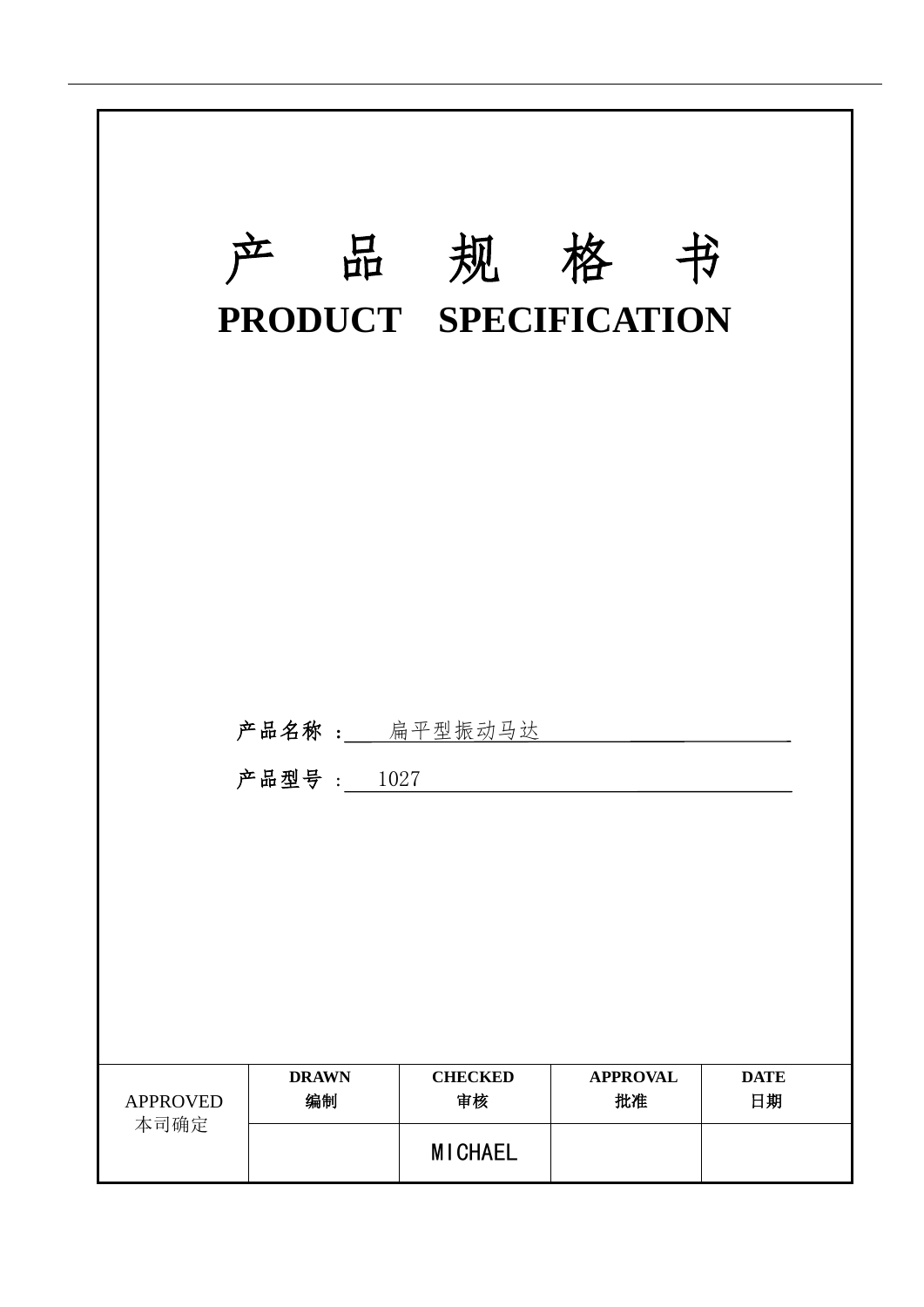# 产 品 规 格 书

# PRODUCT SPECIFICATION

**产品名称 :** 扁平型振动马达

**产品型号** : 1027

| APPROVED<br>本司确定 | **DRAWN**<br>**编制** | **CHECKED**<br>**审核** | **APPROVAL**<br>**批准** | **DATE**<br>**日期** |
|---|---|---|---|---|
| | | MICHAEL | | |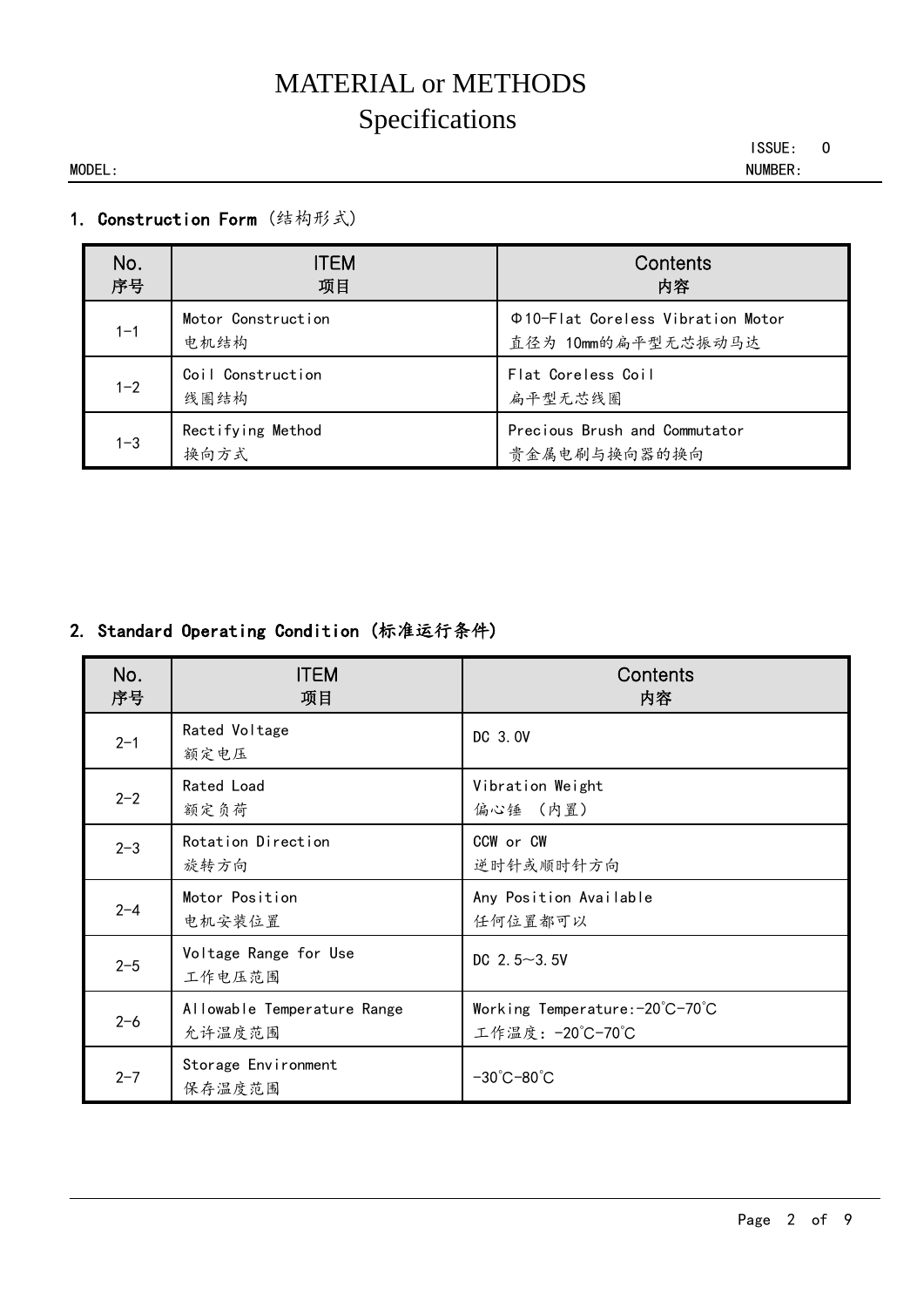# MATERIAL or METHODS
# Specifications

MODEL: ISSUE: 0 NUMBER:

## 1. Construction Form (结构形式)

| No. 序号 | ITEM 项目 | Contents 内容 |
|---|---|---|
| 1-1 | Motor Construction 电机结构 | Φ10-Flat Coreless Vibration Motor 直径为 10mm的扁平型无芯振动马达 |
| 1-2 | Coil Construction 线圈结构 | Flat Coreless Coil 扁平型无芯线圈 |
| 1-3 | Rectifying Method 换向方式 | Precious Brush and Commutator 贵金属电刷与换向器的换向 |

## 2. Standard Operating Condition (标准运行条件)

| No. 序号 | ITEM 项目 | Contents 内容 |
|---|---|---|
| 2-1 | Rated Voltage 额定电压 | DC 3.0V |
| 2-2 | Rated Load 额定负荷 | Vibration Weight 偏心锤 (内置) |
| 2-3 | Rotation Direction 旋转方向 | CCW or CW 逆时针或顺时针方向 |
| 2-4 | Motor Position 电机安装位置 | Any Position Available 任何位置都可以 |
| 2-5 | Voltage Range for Use 工作电压范围 | DC 2.5～3.5V |
| 2-6 | Allowable Temperature Range 允许温度范围 | Working Temperature:-20℃-70℃ 工作温度: -20℃-70℃ |
| 2-7 | Storage Environment 保存温度范围 | -30℃-80℃ |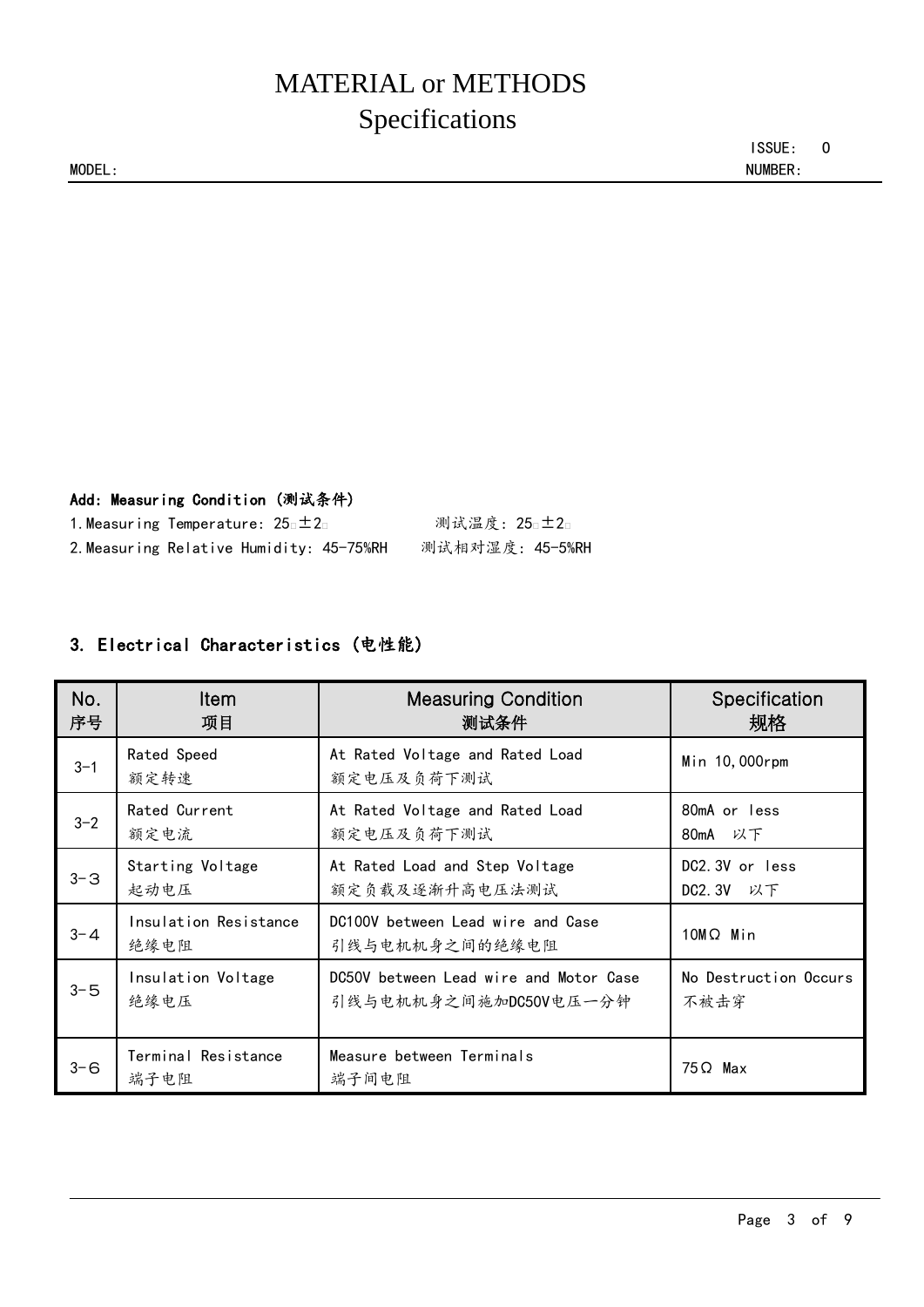# MATERIAL or METHODS
# Specifications

MODEL:

ISSUE: 0
NUMBER:

**Add: Measuring Condition (测试条件)**

1.Measuring Temperature: 25□±2□　　　测试温度: 25□±2□

2.Measuring Relative Humidity: 45-75%RH　　测试相对湿度: 45-5%RH

## 3. Electrical Characteristics (电性能)

| No.<br>序号 | Item<br>项目 | Measuring Condition<br>测试条件 | Specification<br>规格 |
|---|---|---|---|
| 3-1 | Rated Speed<br>额定转速 | At Rated Voltage and Rated Load<br>额定电压及负荷下测试 | Min 10,000rpm |
| 3-2 | Rated Current<br>额定电流 | At Rated Voltage and Rated Load<br>额定电压及负荷下测试 | 80mA or less<br>80mA 以下 |
| 3-3 | Starting Voltage<br>起动电压 | At Rated Load and Step Voltage<br>额定负载及逐渐升高电压法测试 | DC2.3V or less<br>DC2.3V 以下 |
| 3-4 | Insulation Resistance<br>绝缘电阻 | DC100V between Lead wire and Case<br>引线与电机机身之间的绝缘电阻 | 10MΩ Min |
| 3-5 | Insulation Voltage<br>绝缘电压 | DC50V between Lead wire and Motor Case<br>引线与电机机身之间施加DC50V电压一分钟 | No Destruction Occurs<br>不被击穿 |
| 3-6 | Terminal Resistance<br>端子电阻 | Measure between Terminals<br>端子间电阻 | 75Ω Max |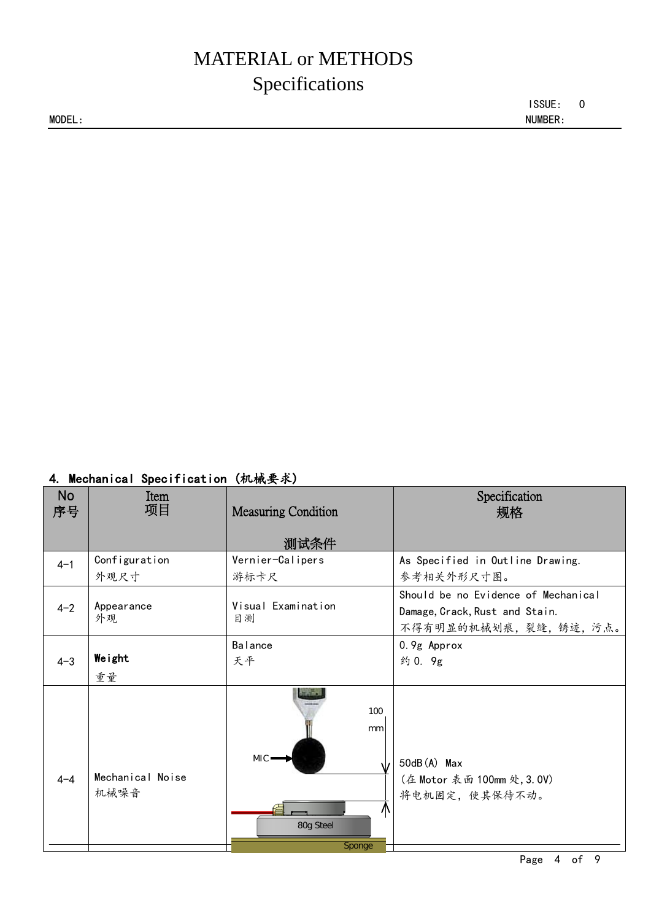# MATERIAL or METHODS
# Specifications

MODEL:

ISSUE: 0
NUMBER:

## 4. Mechanical Specification（机械要求）

| No 序号 | Item 项目 | Measuring Condition 测试条件 | Specification 规格 |
|---|---|---|---|
| 4-1 | Configuration 外观尺寸 | Vernier-Calipers 游标卡尺 | As Specified in Outline Drawing. 参考相关外形尺寸图。 |
| 4-2 | Appearance 外观 | Visual Examination 目测 | Should be no Evidence of Mechanical Damage, Crack, Rust and Stain. 不得有明显的机械划痕，裂缝，锈迹，污点。 |
| 4-3 | **Weight** 重量 | Balance 天平 | 0.9g Approx 约 0. 9g |
| 4-4 | Mechanical Noise 机械噪音 | MIC; 100 mm; 80g Steel; Sponge | 50dB(A) Max (在 Motor 表面 100mm 处, 3.0V) 将电机固定，使其保待不动。 |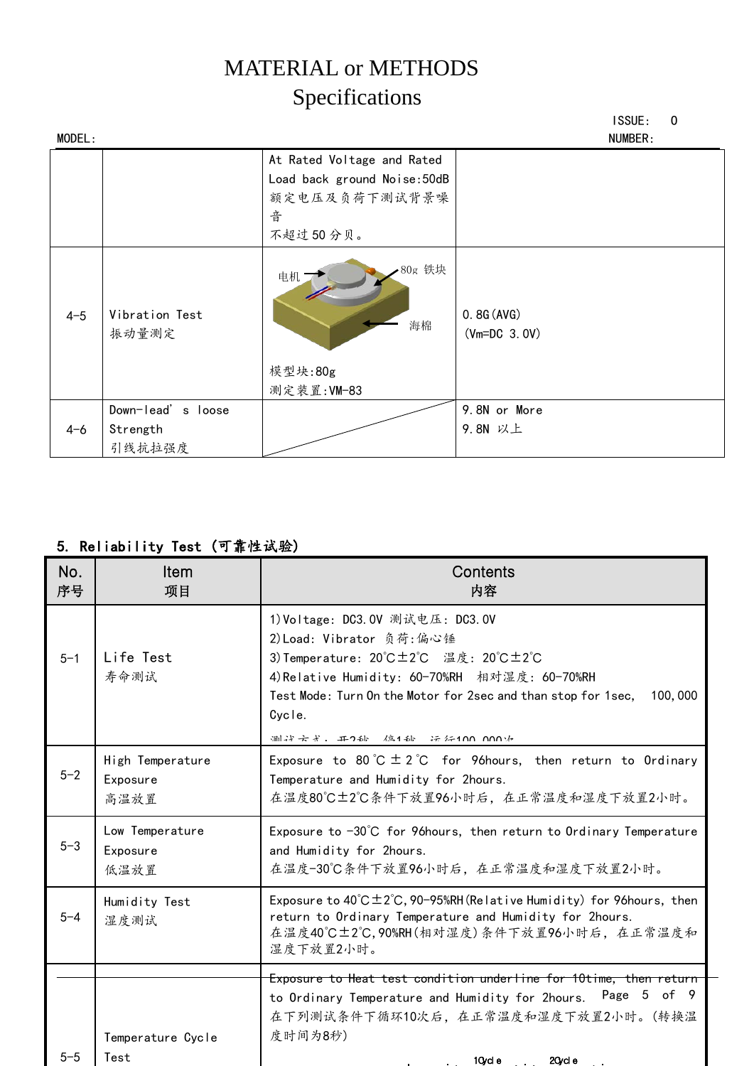# MATERIAL or METHODS

# Specifications

MODEL: ISSUE: 0 NUMBER:

| | | | |
|---|---|---|---|
| | | At Rated Voltage and Rated Load back ground Noise:50dB<br>额定电压及负荷下测试背景噪音<br>不超过 50 分贝。 | |
| 4-5 | Vibration Test<br>振动量测定 | 电机 80g 铁块 海棉<br>模型块:80g<br>测定装置:VM-83 | 0.8G(AVG)<br>(Vm=DC 3.0V) |
| 4-6 | Down-lead's loose Strength<br>引线抗拉强度 | | 9.8N or More<br>9.8N 以上 |

## 5. Reliability Test (可靠性试验)

| No.<br>序号 | Item<br>项目 | Contents<br>内容 |
|---|---|---|
| 5-1 | Life Test<br>寿命测试 | 1)Voltage: DC3.0V 测试电压: DC3.0V<br>2)Load: Vibrator 负荷:偏心锤<br>3)Temperature: 20℃±2℃ 温度: 20℃±2℃<br>4)Relative Humidity: 60-70%RH 相对湿度: 60-70%RH<br>Test Mode: Turn On the Motor for 2sec and than stop for 1sec, 100,000 Cycle.<br>测试方式：开2秒，停1秒，运行100,000次 |
| 5-2 | High Temperature Exposure<br>高温放置 | Exposure to 80℃±2℃ for 96hours, then return to Ordinary Temperature and Humidity for 2hours.<br>在温度80℃±2℃条件下放置96小时后，在正常温度和湿度下放置2小时。 |
| 5-3 | Low Temperature Exposure<br>低温放置 | Exposure to -30℃ for 96hours, then return to Ordinary Temperature and Humidity for 2hours.<br>在温度-30℃条件下放置96小时后，在正常温度和湿度下放置2小时。 |
| 5-4 | Humidity Test<br>湿度测试 | Exposure to 40℃±2℃, 90-95%RH(Relative Humidity) for 96hours, then return to Ordinary Temperature and Humidity for 2hours.<br>在温度40℃±2℃, 90%RH(相对湿度)条件下放置96小时后，在正常温度和湿度下放置2小时。 |
| 5-5 | Temperature Cycle Test | Exposure to Heat test condition underline for 10time, then return to Ordinary Temperature and Humidity for 2hours.<br>在下列测试条件下循环10次后，在正常温度和湿度下放置2小时。(转换温度时间为8秒)<br>1Cycle 2Cycle |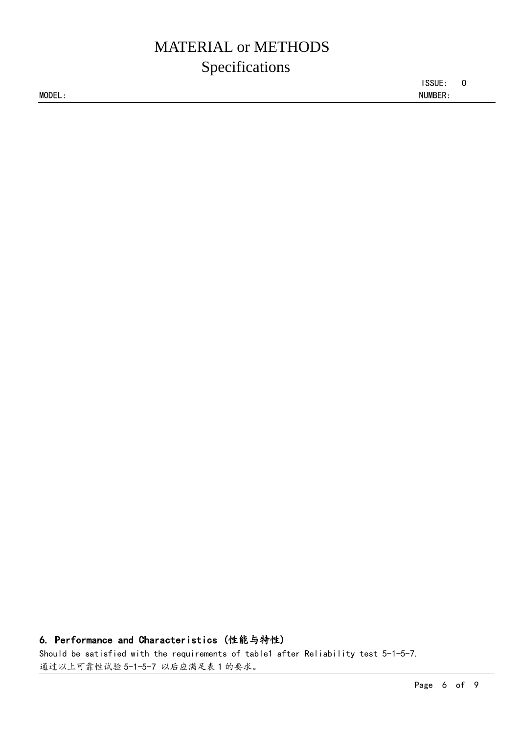## 6. Performance and Characteristics (性能与特性)

Should be satisfied with the requirements of table1 after Reliability test 5-1-5-7.

通过以上可靠性试验 5-1-5-7 以后应满足表 1 的要求。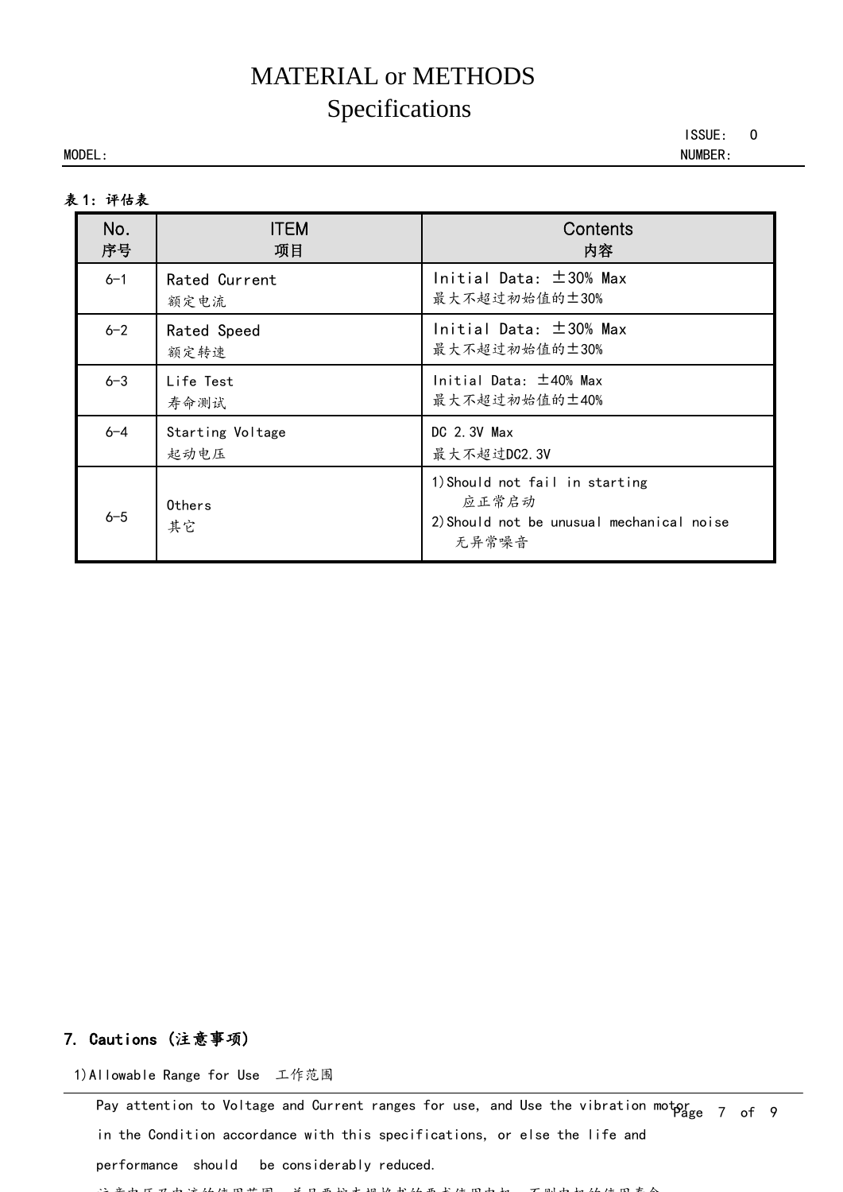**表 1：评估表**

| No.<br>序号 | ITEM<br>项目 | Contents<br>内容 |
|---|---|---|
| 6-1 | Rated Current<br>额定电流 | Initial Data: ±30% Max<br>最大不超过初始值的±30% |
| 6-2 | Rated Speed<br>额定转速 | Initial Data: ±30% Max<br>最大不超过初始值的±30% |
| 6-3 | Life Test<br>寿命测试 | Initial Data: ±40% Max<br>最大不超过初始值的±40% |
| 6-4 | Starting Voltage<br>起动电压 | DC 2.3V Max<br>最大不超过DC2.3V |
| 6-5 | Others<br>其它 | 1)Should not fail in starting<br>应正常启动<br>2)Should not be unusual mechanical noise<br>无异常噪音 |

## 7. Cautions (注意事项)

1)Allowable Range for Use　工作范围

Pay attention to Voltage and Current ranges for use, and Use the vibration motor in the Condition accordance with this specifications, or else the life and performance should be considerably reduced.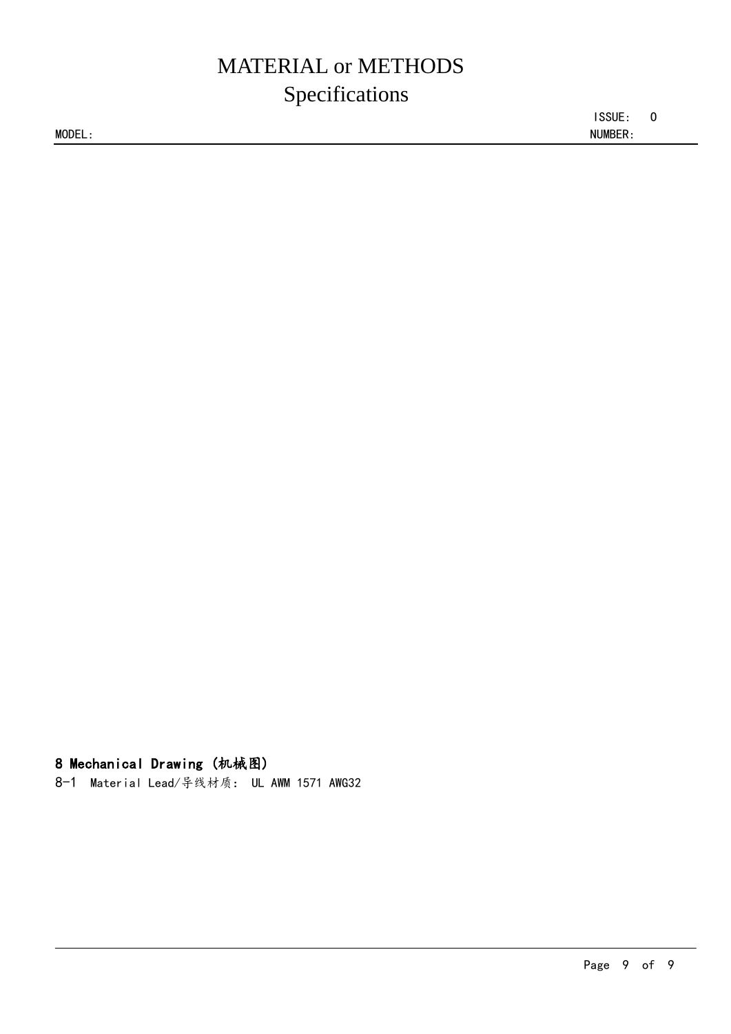## 8 Mechanical Drawing (机械图)

8-1 Material Lead/导线材质: UL AWM 1571 AWG32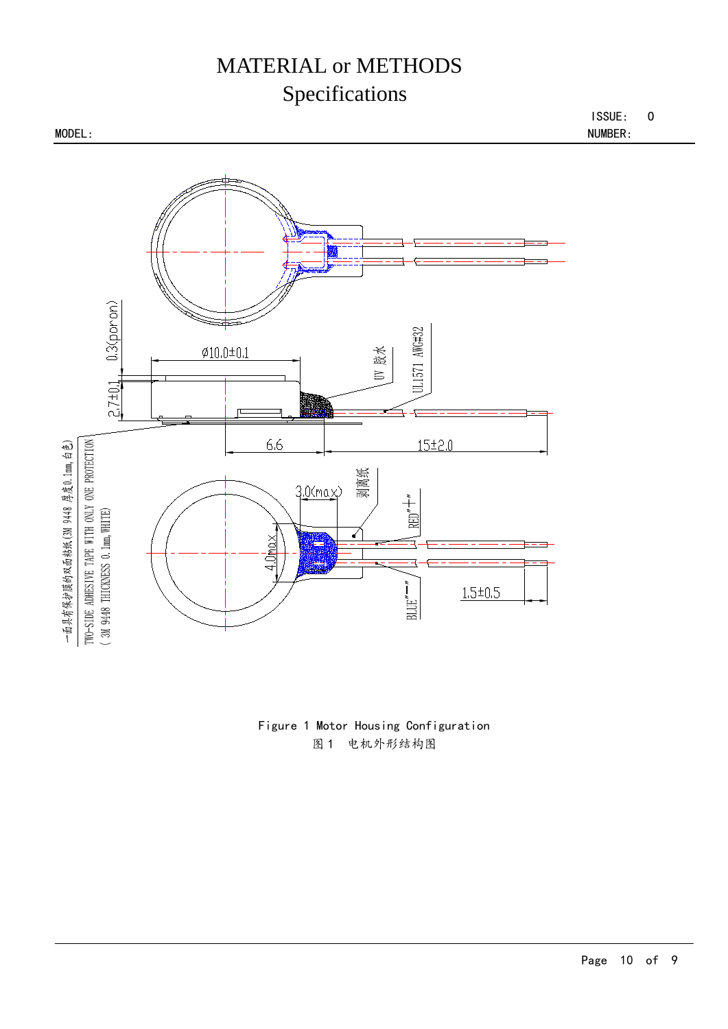# MATERIAL or METHODS
## Specifications

MODEL: ISSUE: 0
NUMBER:

Ø10.0±0.1

0.3(poron)

2.7±0.1

UV 胶水

UL1571 AWG#32

6.6

15±2.0

一面具有保护膜的双面粘纸(3M 9448 厚度0.1mm,白色)

TWO-SIDE ADHESIVE TAPE WITH ONLY ONE PROTECTION ( 3M 9448 THICKNESS 0.1mm,WHITE)

3.0(max)

剥离纸

RED"+"

4.0max

BLUE"—"

1.5±0.5

Figure 1 Motor Housing Configuration
图 1 电机外形结构图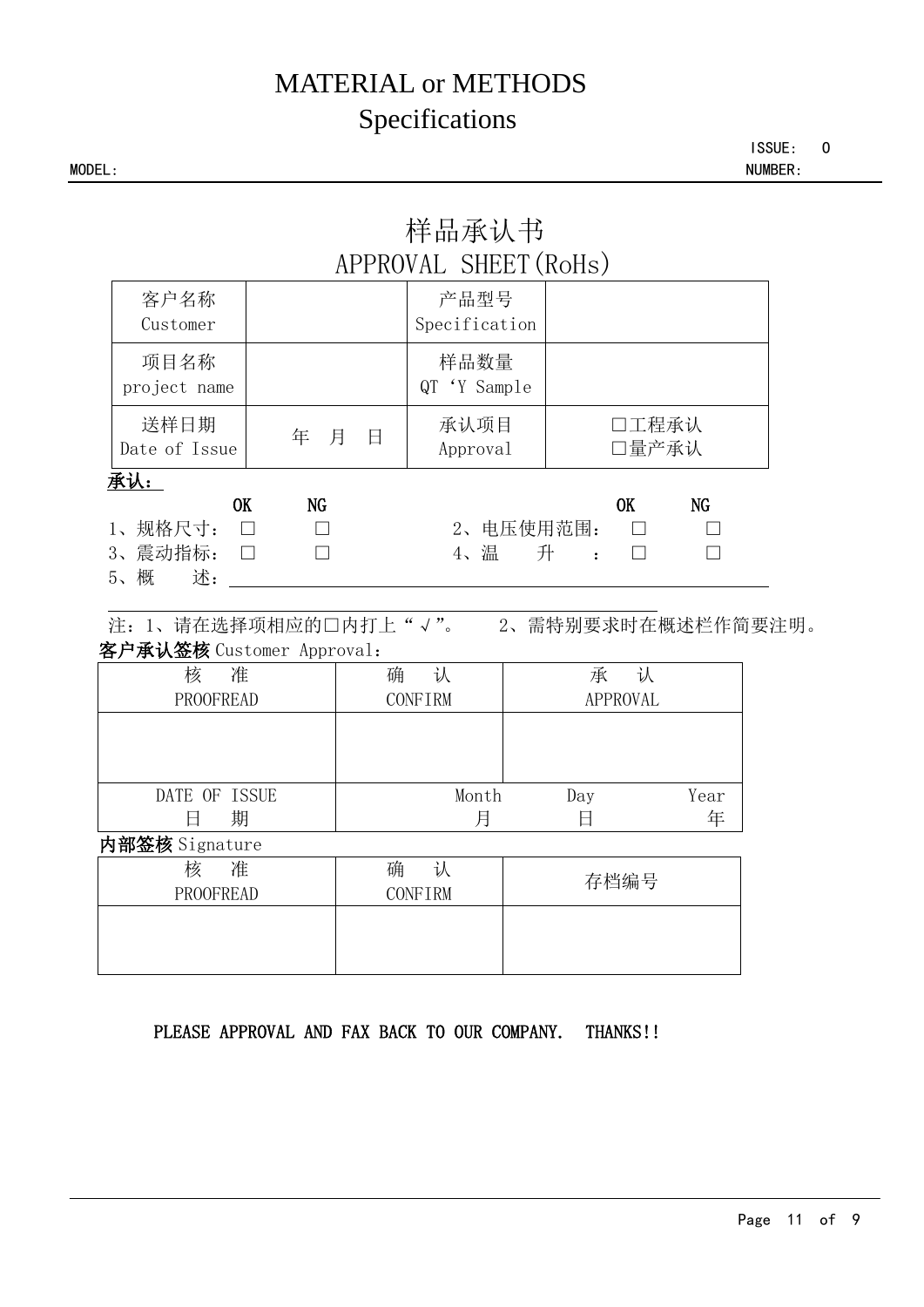# MATERIAL or METHODS Specifications

ISSUE: 0

MODEL: NUMBER:

## 样品承认书
## APPROVAL SHEET(RoHs)

| | | | |
|---|---|---|---|
| 客户名称 Customer | | 产品型号 Specification | |
| 项目名称 project name | | 样品数量 QT 'Y Sample | |
| 送样日期 Date of Issue | 年 月 日 | 承认项目 Approval | □工程承认 □量产承认 |

**承认：**

| | OK | NG | | OK | NG |
|---|---|---|---|---|---|
| 1、规格尺寸： | □ | □ | 2、电压使用范围： | □ | □ |
| 3、震动指标： | □ | □ | 4、温 升 ： | □ | □ |

5、概 述：

注：1、请在选择项相应的□内打上"√"。 2、需特别要求时在概述栏作简要注明。

**客户承认签核** Customer Approval：

| 核 准 PROOFREAD | 确 认 CONFIRM | 承 认 APPROVAL |
|---|---|---|
| | | |
| DATE OF ISSUE 日 期 | Month 月 | Day 日 Year 年 |

**内部签核** Signature

| 核 准 PROOFREAD | 确 认 CONFIRM | 存档编号 |
|---|---|---|
| | | |

PLEASE APPROVAL AND FAX BACK TO OUR COMPANY. THANKS!!